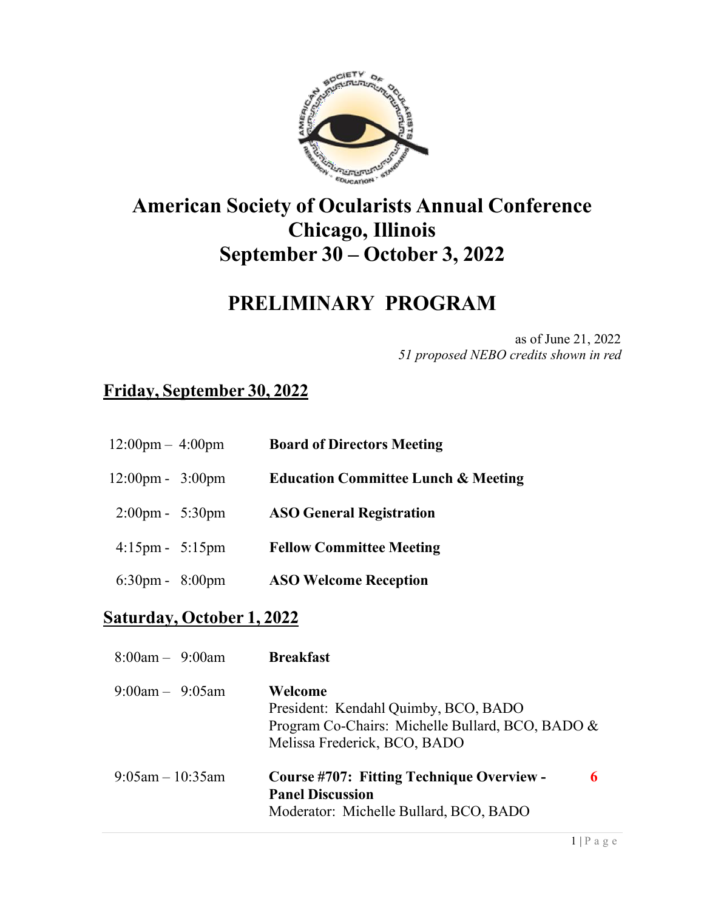# American Society of Ocularists Annual Conference
# Chicago, Illinois
# September 30 – October 3, 2022

## PRELIMINARY PROGRAM

as of June 21, 2022
*51 proposed NEBO credits shown in red*

## Friday, September 30, 2022

| | |
|---|---|
| 12:00pm – 4:00pm | **Board of Directors Meeting** |
| 12:00pm - 3:00pm | **Education Committee Lunch & Meeting** |
| 2:00pm - 5:30pm | **ASO General Registration** |
| 4:15pm - 5:15pm | **Fellow Committee Meeting** |
| 6:30pm - 8:00pm | **ASO Welcome Reception** |

## Saturday, October 1, 2022

| | | |
|---|---|---|
| 8:00am – 9:00am | **Breakfast** | |
| 9:00am – 9:05am | **Welcome**<br>President: Kendahl Quimby, BCO, BADO<br>Program Co-Chairs: Michelle Bullard, BCO, BADO & Melissa Frederick, BCO, BADO | |
| 9:05am – 10:35am | **Course #707: Fitting Technique Overview - Panel Discussion**<br>Moderator: Michelle Bullard, BCO, BADO | 6 |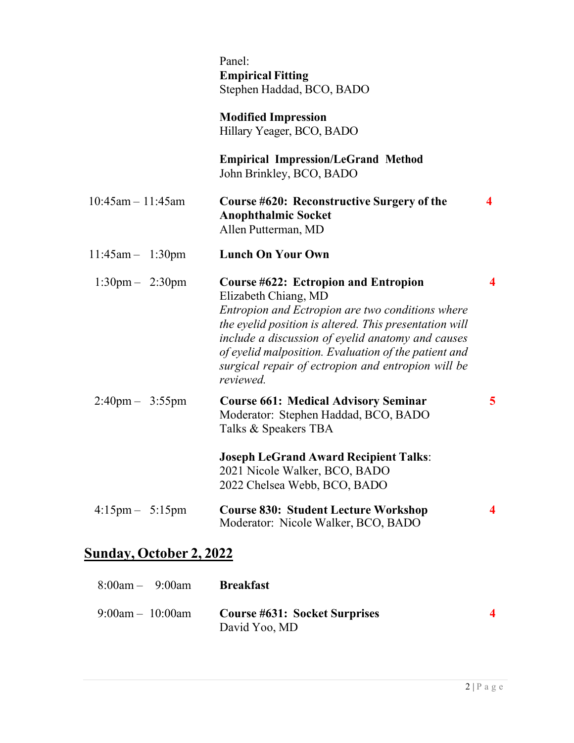| Time | Session | Credits |
|---|---|---|
| | Panel:<br>**Empirical Fitting**<br>Stephen Haddad, BCO, BADO<br><br>**Modified Impression**<br>Hillary Yeager, BCO, BADO<br><br>**Empirical Impression/LeGrand Method**<br>John Brinkley, BCO, BADO | |
| 10:45am – 11:45am | **Course #620: Reconstructive Surgery of the Anophthalmic Socket**<br>Allen Putterman, MD | 4 |
| 11:45am – 1:30pm | **Lunch On Your Own** | |
| 1:30pm – 2:30pm | **Course #622: Ectropion and Entropion**<br>Elizabeth Chiang, MD<br>*Entropion and Ectropion are two conditions where the eyelid position is altered. This presentation will include a discussion of eyelid anatomy and causes of eyelid malposition. Evaluation of the patient and surgical repair of ectropion and entropion will be reviewed.* | 4 |
| 2:40pm – 3:55pm | **Course 661: Medical Advisory Seminar**<br>Moderator: Stephen Haddad, BCO, BADO<br>Talks & Speakers TBA<br><br>**Joseph LeGrand Award Recipient Talks**:<br>2021 Nicole Walker, BCO, BADO<br>2022 Chelsea Webb, BCO, BADO | 5 |
| 4:15pm – 5:15pm | **Course 830: Student Lecture Workshop**<br>Moderator: Nicole Walker, BCO, BADO | 4 |

## Sunday, October 2, 2022

| Time | Session | Credits |
|---|---|---|
| 8:00am – 9:00am | **Breakfast** | |
| 9:00am – 10:00am | **Course #631: Socket Surprises**<br>David Yoo, MD | 4 |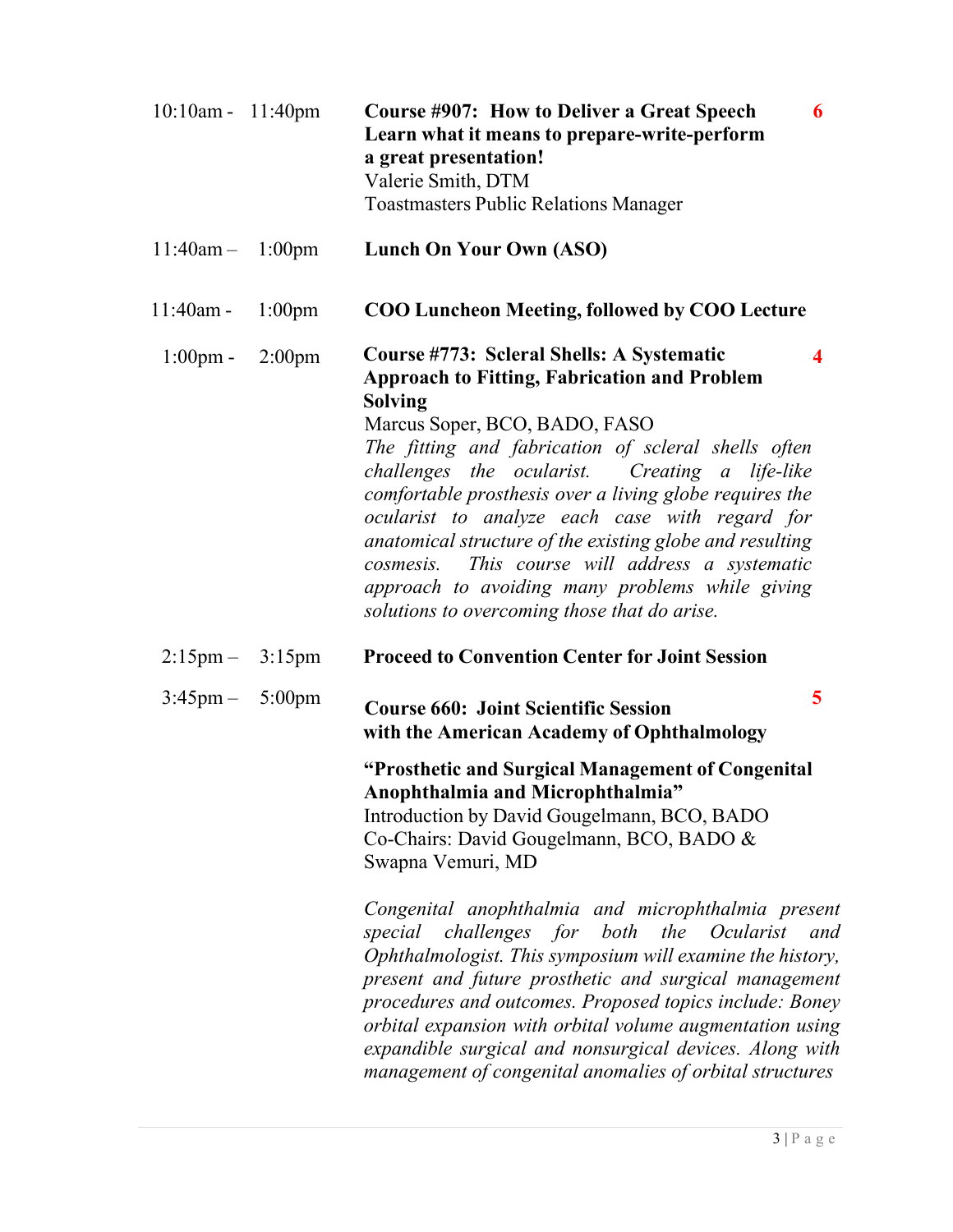10:10am - 11:40pm

**Course #907: How to Deliver a Great Speech** **6**
**Learn what it means to prepare-write-perform a great presentation!**
Valerie Smith, DTM
Toastmasters Public Relations Manager

11:40am – 1:00pm

**Lunch On Your Own (ASO)**

11:40am - 1:00pm

**COO Luncheon Meeting, followed by COO Lecture**

1:00pm - 2:00pm

**Course #773: Scleral Shells: A Systematic Approach to Fitting, Fabrication and Problem Solving** **4**
Marcus Soper, BCO, BADO, FASO
*The fitting and fabrication of scleral shells often challenges the ocularist. Creating a life-like comfortable prosthesis over a living globe requires the ocularist to analyze each case with regard for anatomical structure of the existing globe and resulting cosmesis. This course will address a systematic approach to avoiding many problems while giving solutions to overcoming those that do arise.*

2:15pm – 3:15pm

**Proceed to Convention Center for Joint Session**

3:45pm – 5:00pm

**Course 660: Joint Scientific Session with the American Academy of Ophthalmology** **5**

**"Prosthetic and Surgical Management of Congenital Anophthalmia and Microphthalmia"**
Introduction by David Gougelmann, BCO, BADO
Co-Chairs: David Gougelmann, BCO, BADO & Swapna Vemuri, MD

*Congenital anophthalmia and microphthalmia present special challenges for both the Ocularist and Ophthalmologist. This symposium will examine the history, present and future prosthetic and surgical management procedures and outcomes. Proposed topics include: Boney orbital expansion with orbital volume augmentation using expandible surgical and nonsurgical devices. Along with management of congenital anomalies of orbital structures*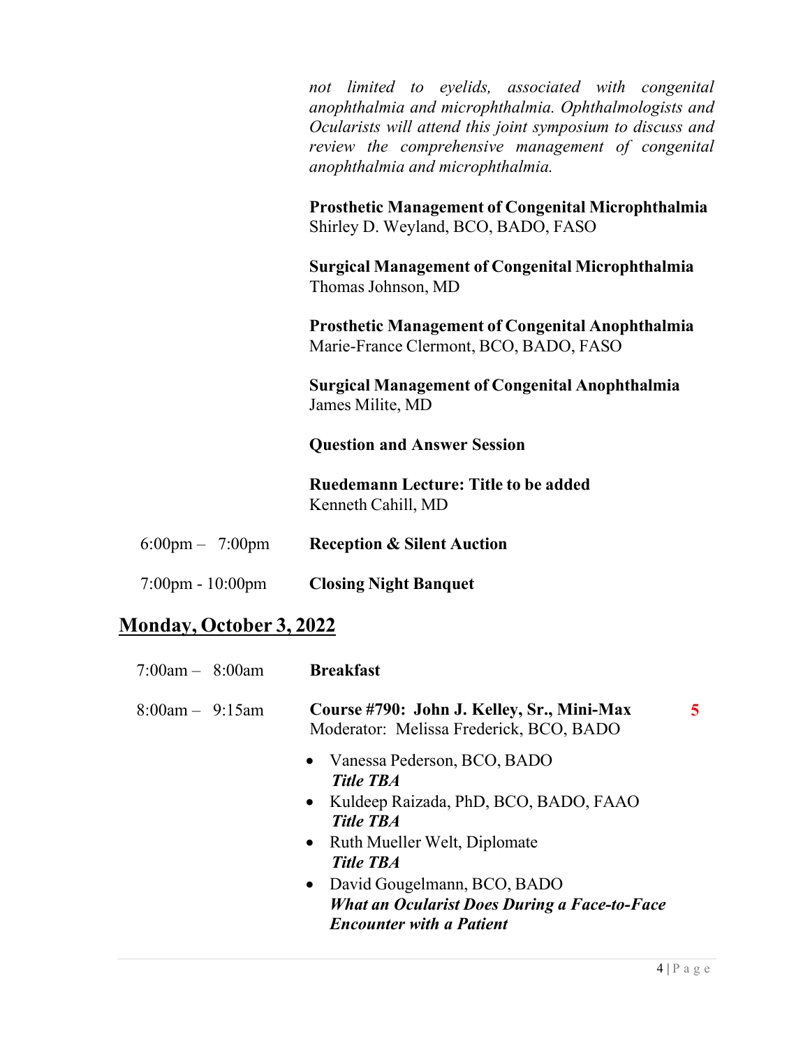*not limited to eyelids, associated with congenital anophthalmia and microphthalmia. Ophthalmologists and Ocularists will attend this joint symposium to discuss and review the comprehensive management of congenital anophthalmia and microphthalmia.*

**Prosthetic Management of Congenital Microphthalmia**
Shirley D. Weyland, BCO, BADO, FASO

**Surgical Management of Congenital Microphthalmia**
Thomas Johnson, MD

**Prosthetic Management of Congenital Anophthalmia**
Marie-France Clermont, BCO, BADO, FASO

**Surgical Management of Congenital Anophthalmia**
James Milite, MD

**Question and Answer Session**

**Ruedemann Lecture: Title to be added**
Kenneth Cahill, MD

6:00pm – 7:00pm **Reception & Silent Auction**

7:00pm - 10:00pm **Closing Night Banquet**

## Monday, October 3, 2022

7:00am – 8:00am **Breakfast**

8:00am – 9:15am **Course #790: John J. Kelley, Sr., Mini-Max** **5**
Moderator: Melissa Frederick, BCO, BADO

- Vanessa Pederson, BCO, BADO
  ***Title TBA***
- Kuldeep Raizada, PhD, BCO, BADO, FAAO
  ***Title TBA***
- Ruth Mueller Welt, Diplomate
  ***Title TBA***
- David Gougelmann, BCO, BADO
  ***What an Ocularist Does During a Face-to-Face Encounter with a Patient***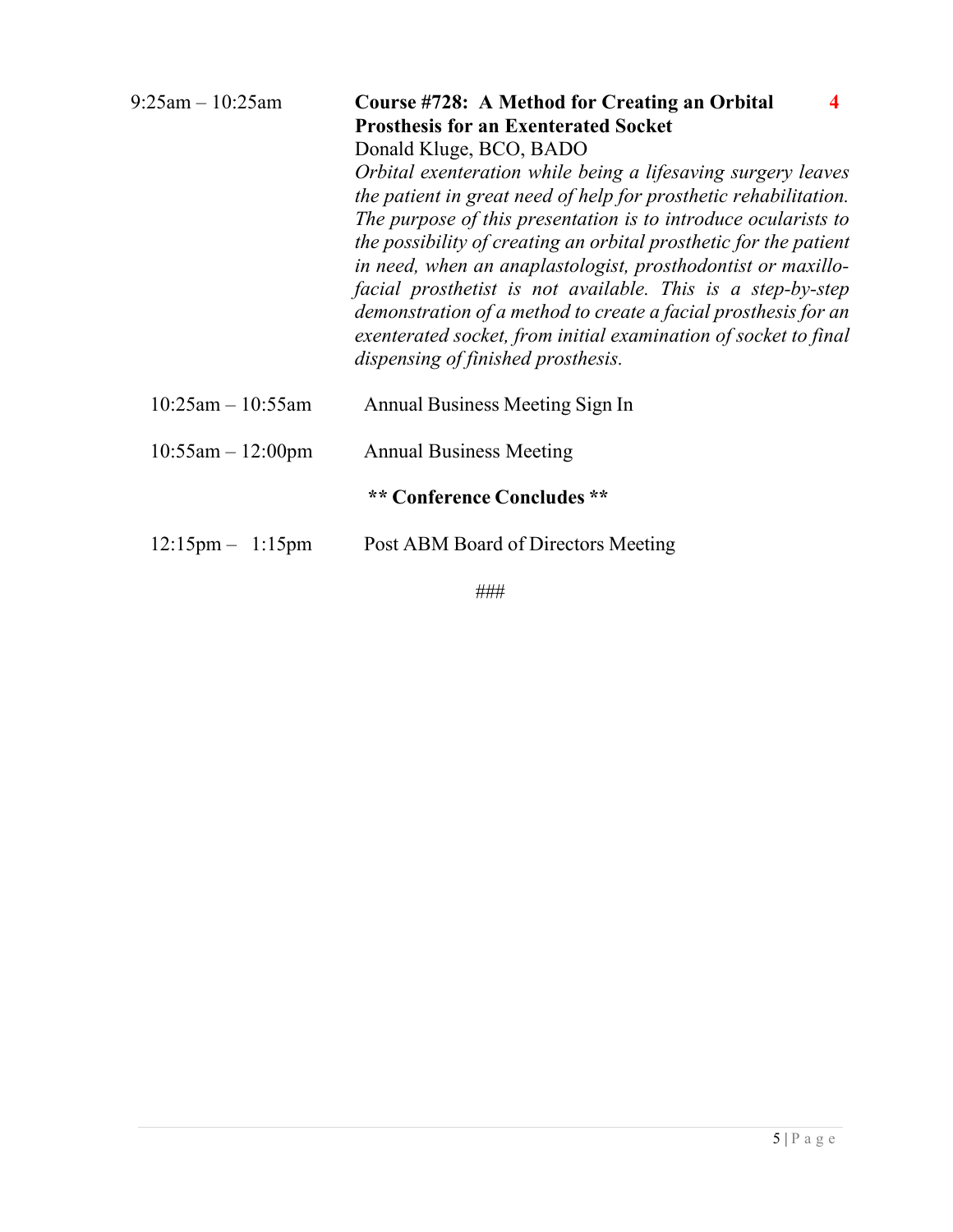| | | |
|---|---|---|
| 9:25am – 10:25am | **Course #728: A Method for Creating an Orbital Prosthesis for an Exenterated Socket**<br>Donald Kluge, BCO, BADO<br>*Orbital exenteration while being a lifesaving surgery leaves the patient in great need of help for prosthetic rehabilitation. The purpose of this presentation is to introduce ocularists to the possibility of creating an orbital prosthetic for the patient in need, when an anaplastologist, prosthodontist or maxillo-facial prosthetist is not available. This is a step-by-step demonstration of a method to create a facial prosthesis for an exenterated socket, from initial examination of socket to final dispensing of finished prosthesis.* | **4** |
| 10:25am – 10:55am | Annual Business Meeting Sign In | |
| 10:55am – 12:00pm | Annual Business Meeting | |
| | **\*\* Conference Concludes \*\*** | |
| 12:15pm – 1:15pm | Post ABM Board of Directors Meeting | |

###